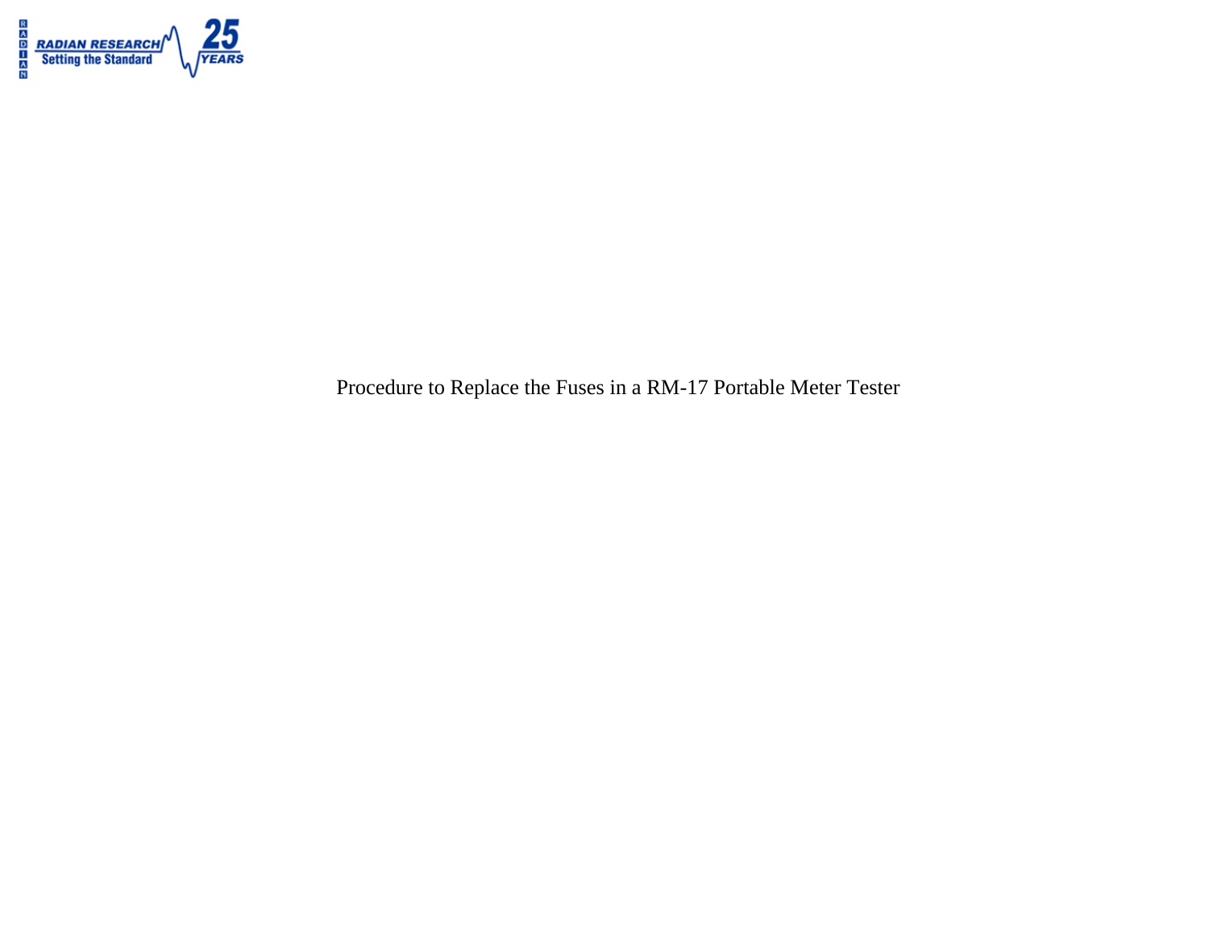RADIAN RESEARCH
Setting the Standard
25 YEARS

# Procedure to Replace the Fuses in a RM-17 Portable Meter Tester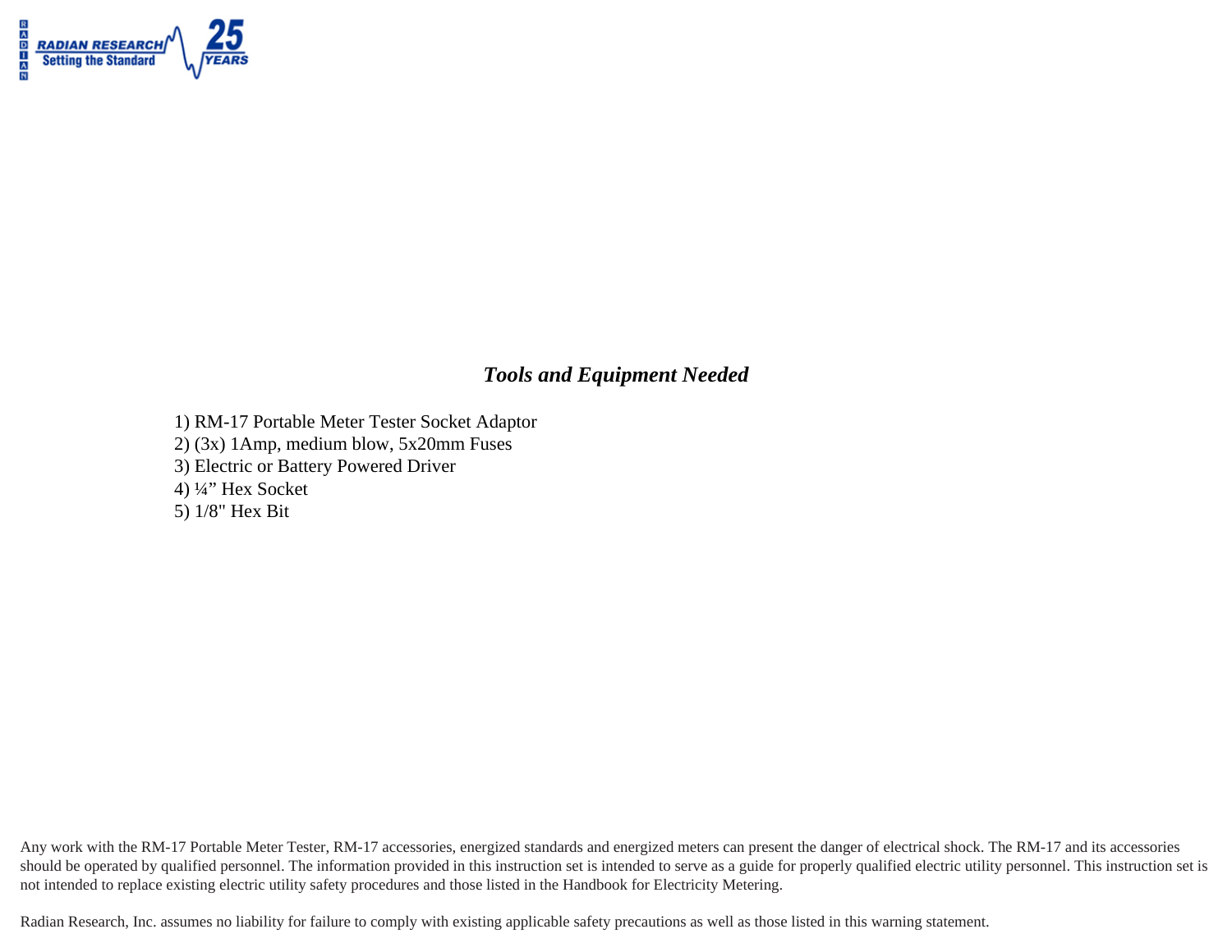## *Tools and Equipment Needed*

1) RM-17 Portable Meter Tester Socket Adaptor
2) (3x) 1Amp, medium blow, 5x20mm Fuses
3) Electric or Battery Powered Driver
4) ¼" Hex Socket
5) 1/8" Hex Bit

Any work with the RM-17 Portable Meter Tester, RM-17 accessories, energized standards and energized meters can present the danger of electrical shock. The RM-17 and its accessories should be operated by qualified personnel. The information provided in this instruction set is intended to serve as a guide for properly qualified electric utility personnel. This instruction set is not intended to replace existing electric utility safety procedures and those listed in the Handbook for Electricity Metering.

Radian Research, Inc. assumes no liability for failure to comply with existing applicable safety precautions as well as those listed in this warning statement.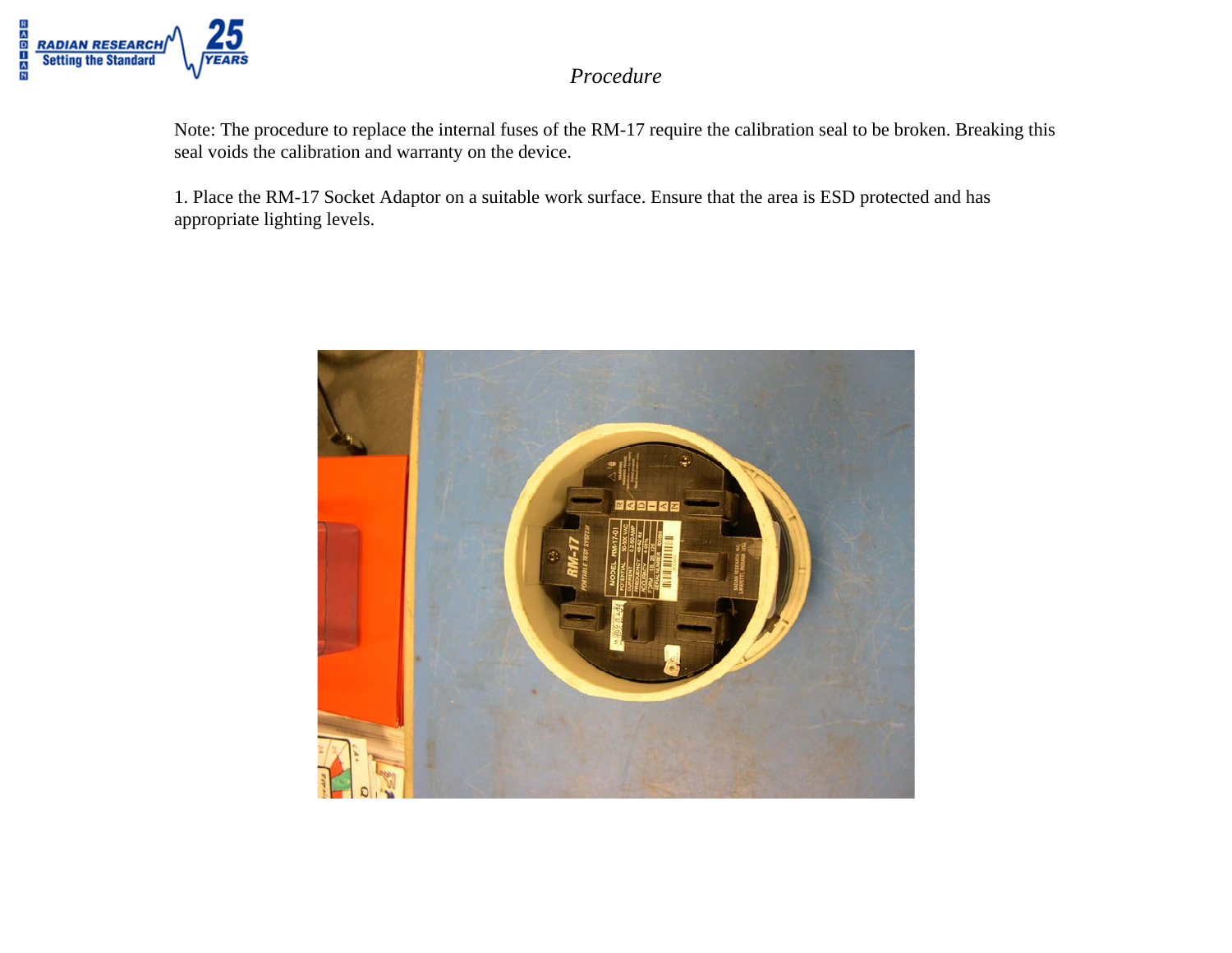*Procedure*

Note: The procedure to replace the internal fuses of the RM-17 require the calibration seal to be broken. Breaking this seal voids the calibration and warranty on the device.

1. Place the RM-17 Socket Adaptor on a suitable work surface. Ensure that the area is ESD protected and has appropriate lighting levels.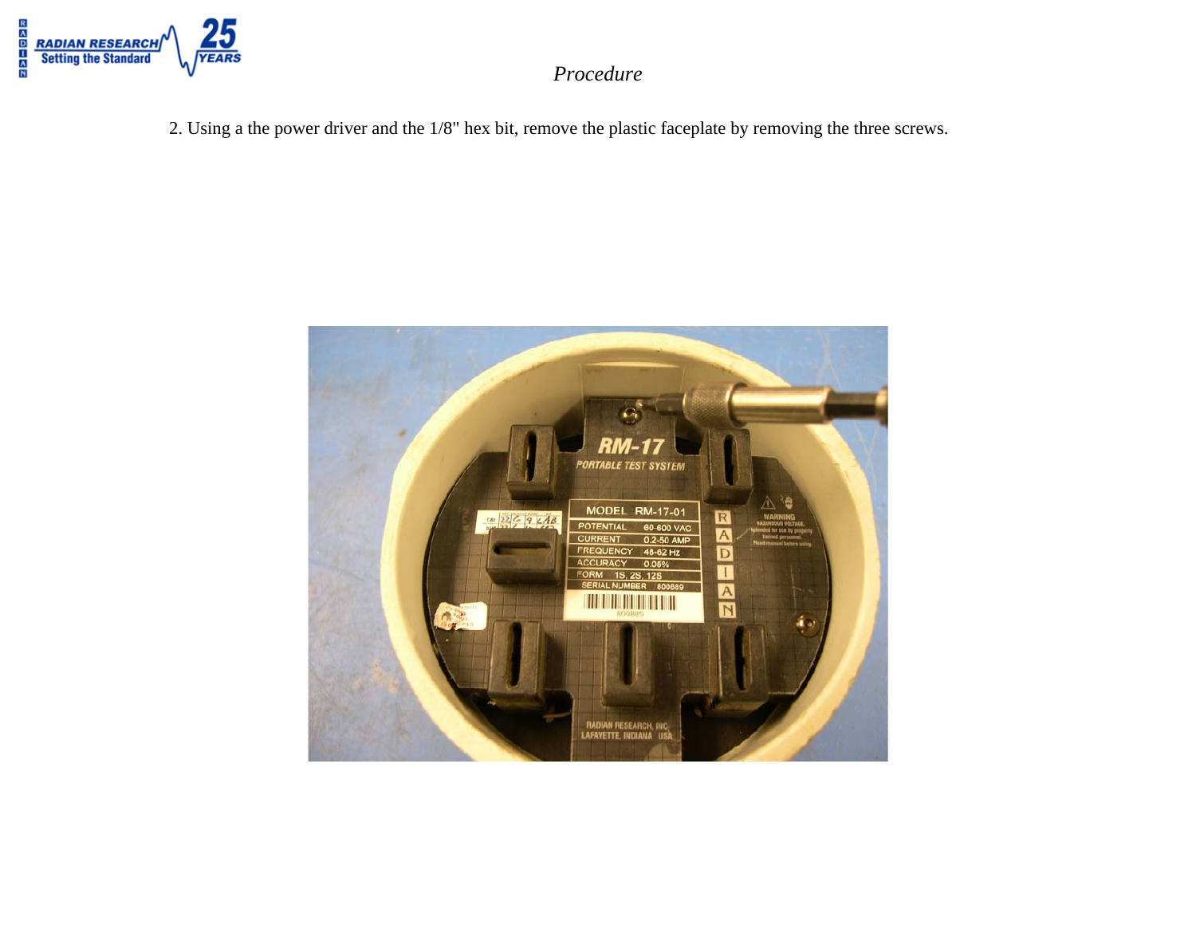*Procedure*

2. Using a the power driver and the 1/8" hex bit, remove the plastic faceplate by removing the three screws.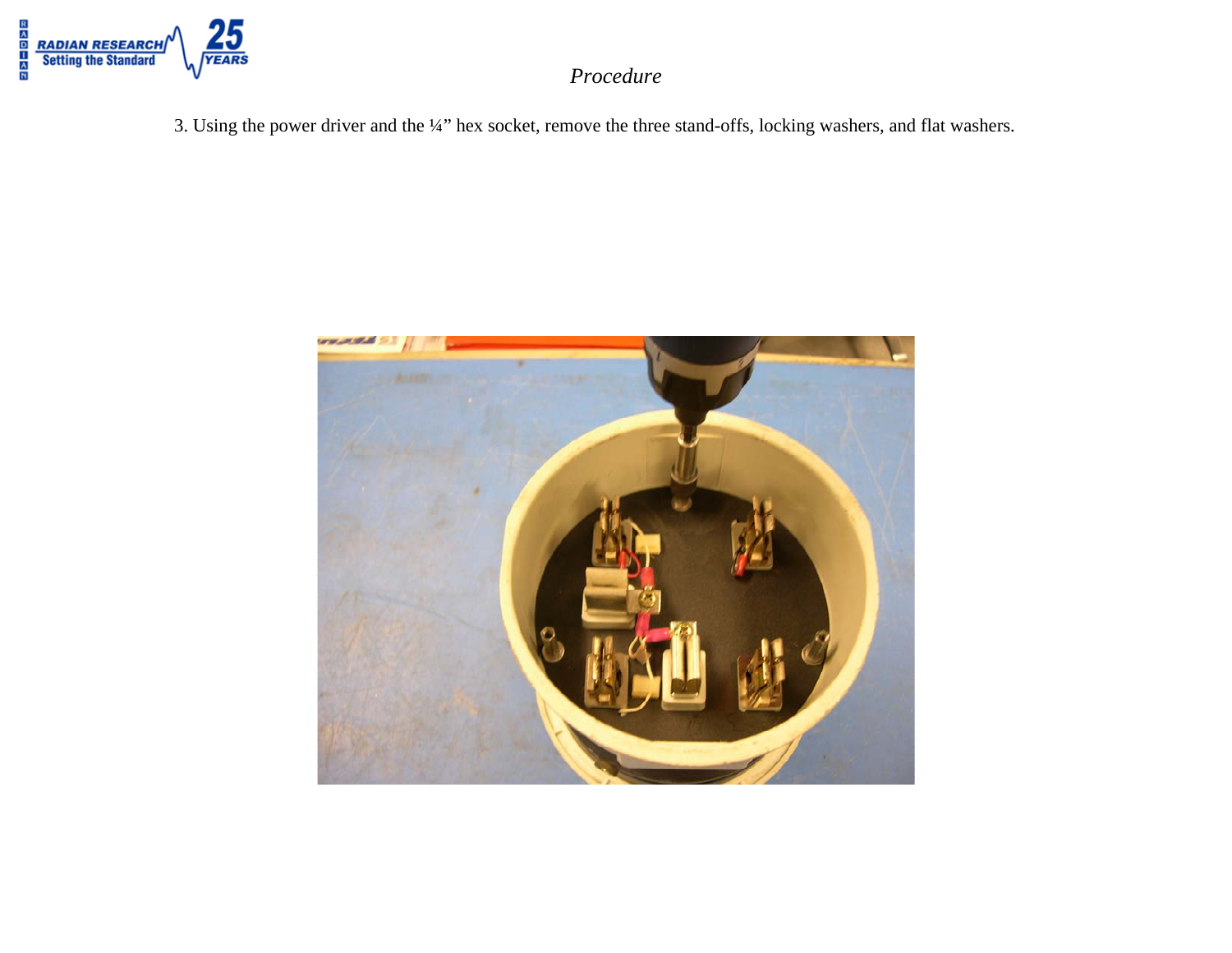*Procedure*

3. Using the power driver and the ¼" hex socket, remove the three stand-offs, locking washers, and flat washers.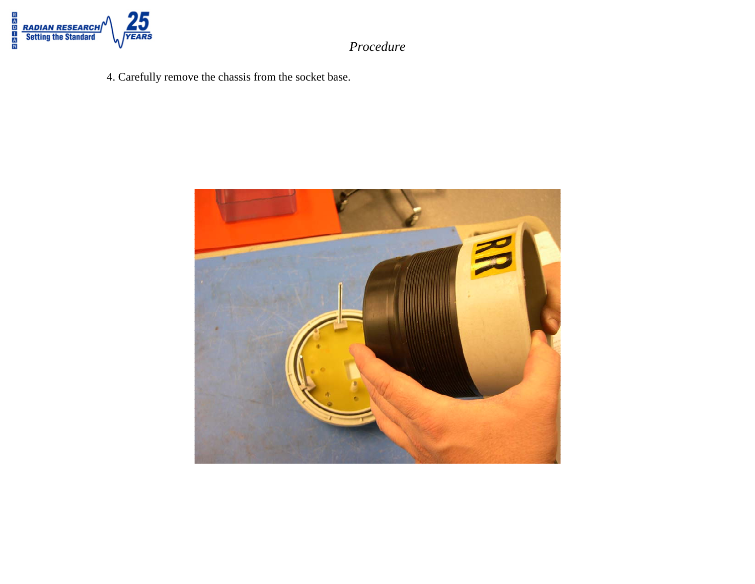*Procedure*

4. Carefully remove the chassis from the socket base.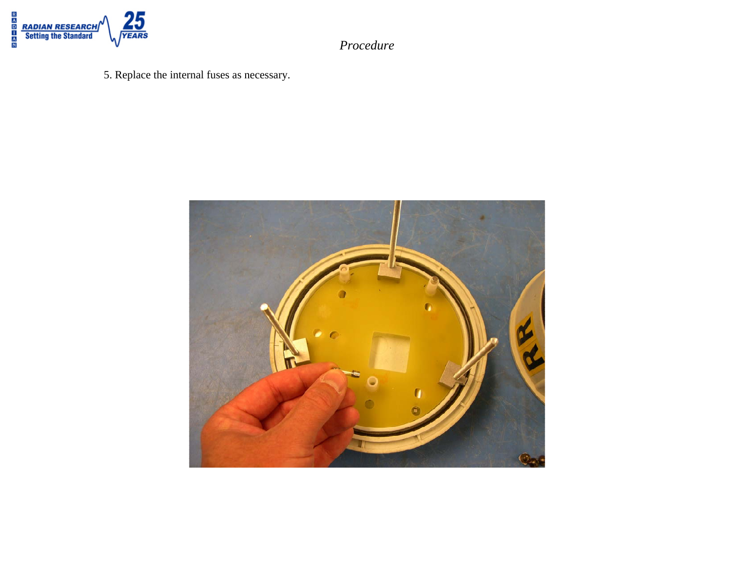*Procedure*

5. Replace the internal fuses as necessary.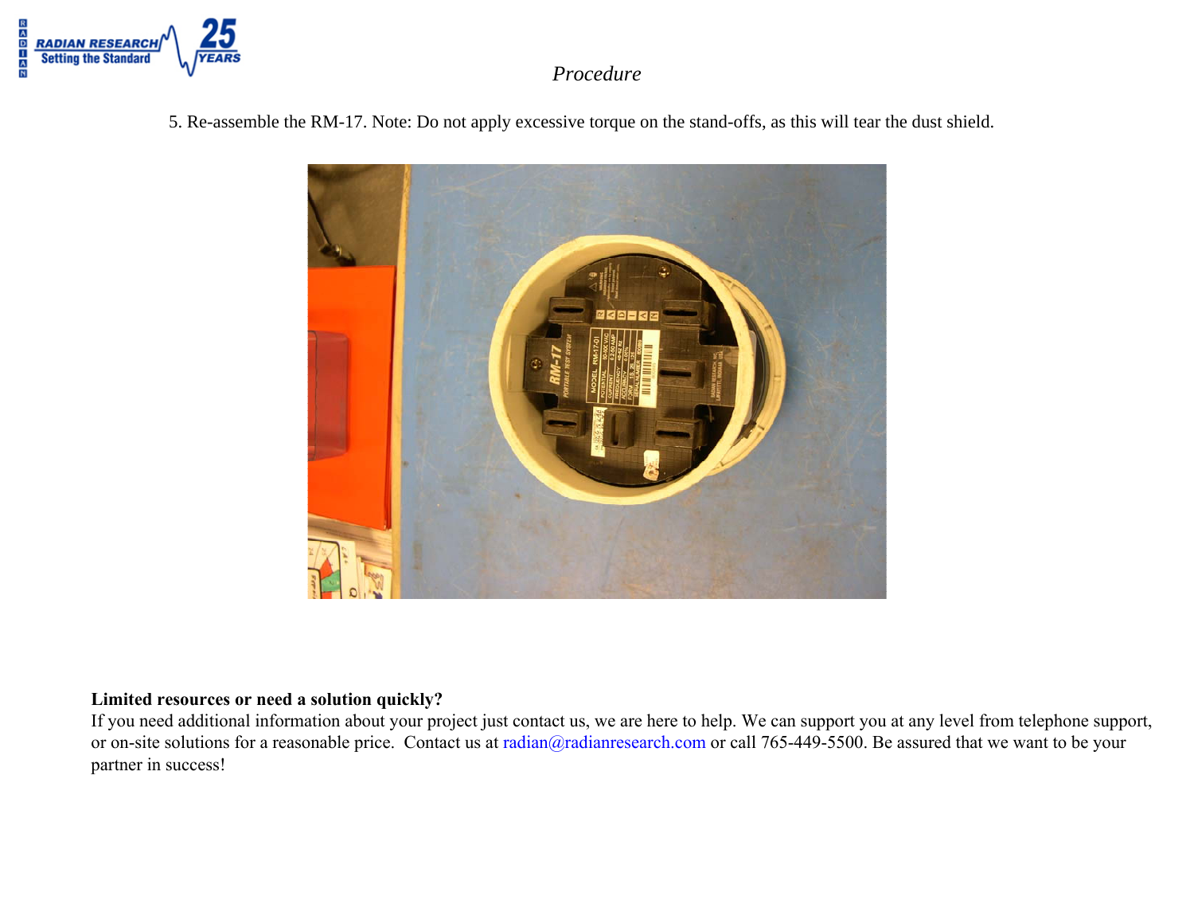*Procedure*

5. Re-assemble the RM-17. Note: Do not apply excessive torque on the stand-offs, as this will tear the dust shield.

**Limited resources or need a solution quickly?**
If you need additional information about your project just contact us, we are here to help. We can support you at any level from telephone support, or on-site solutions for a reasonable price. Contact us at radian@radianresearch.com or call 765-449-5500. Be assured that we want to be your partner in success!